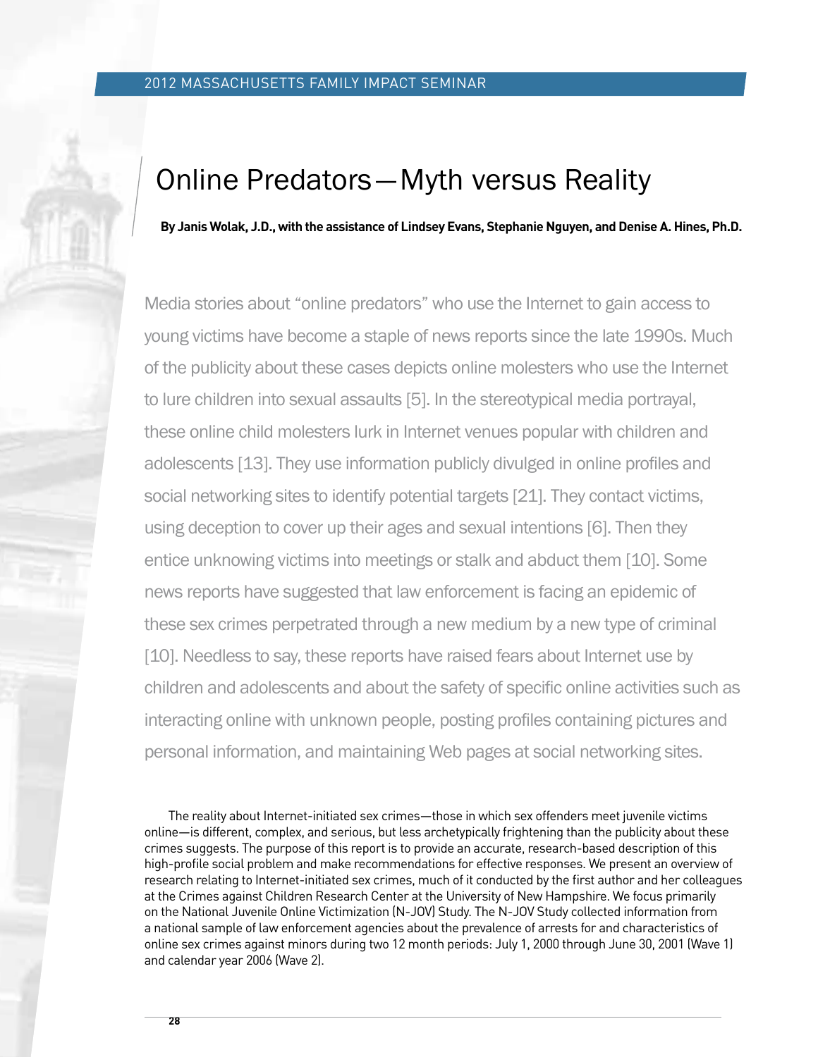# Online Predators—Myth versus Reality

**By Janis Wolak, J.D., with the assistance of Lindsey Evans, Stephanie Nguyen, and Denise A. Hines, Ph.D.**

Media stories about "online predators" who use the Internet to gain access to young victims have become a staple of news reports since the late 1990s. Much of the publicity about these cases depicts online molesters who use the Internet to lure children into sexual assaults [5]. In the stereotypical media portrayal, these online child molesters lurk in Internet venues popular with children and adolescents [13]. They use information publicly divulged in online profiles and social networking sites to identify potential targets [21]. They contact victims, using deception to cover up their ages and sexual intentions [6]. Then they entice unknowing victims into meetings or stalk and abduct them [10]. Some news reports have suggested that law enforcement is facing an epidemic of these sex crimes perpetrated through a new medium by a new type of criminal [10]. Needless to say, these reports have raised fears about Internet use by children and adolescents and about the safety of specific online activities such as interacting online with unknown people, posting profiles containing pictures and personal information, and maintaining Web pages at social networking sites.

The reality about Internet-initiated sex crimes—those in which sex offenders meet juvenile victims online—is different, complex, and serious, but less archetypically frightening than the publicity about these crimes suggests. The purpose of this report is to provide an accurate, research-based description of this high-profile social problem and make recommendations for effective responses. We present an overview of research relating to Internet-initiated sex crimes, much of it conducted by the first author and her colleagues at the Crimes against Children Research Center at the University of New Hampshire. We focus primarily on the National Juvenile Online Victimization (N-JOV) Study. The N-JOV Study collected information from a national sample of law enforcement agencies about the prevalence of arrests for and characteristics of online sex crimes against minors during two 12 month periods: July 1, 2000 through June 30, 2001 (Wave 1) and calendar year 2006 (Wave 2).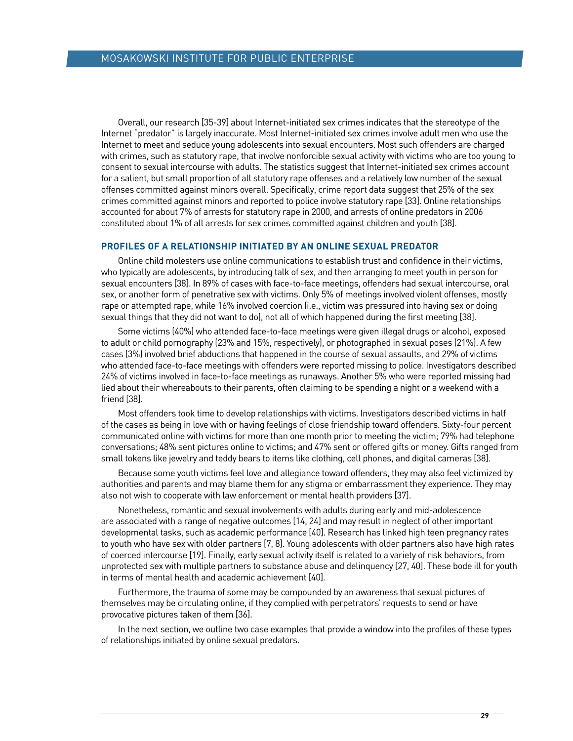Overall, our research [35-39] about Internet-initiated sex crimes indicates that the stereotype of the Internet "predator" is largely inaccurate. Most Internet-initiated sex crimes involve adult men who use the Internet to meet and seduce young adolescents into sexual encounters. Most such offenders are charged with crimes, such as statutory rape, that involve nonforcible sexual activity with victims who are too young to consent to sexual intercourse with adults. The statistics suggest that Internet-initiated sex crimes account for a salient, but small proportion of all statutory rape offenses and a relatively low number of the sexual offenses committed against minors overall. Specifically, crime report data suggest that 25% of the sex crimes committed against minors and reported to police involve statutory rape [33]. Online relationships accounted for about 7% of arrests for statutory rape in 2000, and arrests of online predators in 2006 constituted about 1% of all arrests for sex crimes committed against children and youth [38].

### PROFILES OF A RELATIONSHIP INITIATED BY AN ONLINE SEXUAL PREDATOR

Online child molesters use online communications to establish trust and confidence in their victims, who typically are adolescents, by introducing talk of sex, and then arranging to meet youth in person for sexual encounters [38]. In 89% of cases with face-to-face meetings, offenders had sexual intercourse, oral sex, or another form of penetrative sex with victims. Only 5% of meetings involved violent offenses, mostly rape or attempted rape, while 16% involved coercion (i.e., victim was pressured into having sex or doing sexual things that they did not want to do), not all of which happened during the first meeting [38].

Some victims (40%) who attended face-to-face meetings were given illegal drugs or alcohol, exposed to adult or child pornography (23% and 15%, respectively), or photographed in sexual poses (21%). A few cases (3%) involved brief abductions that happened in the course of sexual assaults, and 29% of victims who attended face-to-face meetings with offenders were reported missing to police. Investigators described 24% of victims involved in face-to-face meetings as runaways. Another 5% who were reported missing had lied about their whereabouts to their parents, often claiming to be spending a night or a weekend with a friend [38].

Most offenders took time to develop relationships with victims. Investigators described victims in half of the cases as being in love with or having feelings of close friendship toward offenders. Sixty-four percent communicated online with victims for more than one month prior to meeting the victim; 79% had telephone conversations; 48% sent pictures online to victims; and 47% sent or offered gifts or money. Gifts ranged from small tokens like jewelry and teddy bears to items like clothing, cell phones, and digital cameras [38].

Because some youth victims feel love and allegiance toward offenders, they may also feel victimized by authorities and parents and may blame them for any stigma or embarrassment they experience. They may also not wish to cooperate with law enforcement or mental health providers [37].

Nonetheless, romantic and sexual involvements with adults during early and mid-adolescence are associated with a range of negative outcomes [14, 24] and may result in neglect of other important developmental tasks, such as academic performance [40]. Research has linked high teen pregnancy rates to youth who have sex with older partners [7, 8]. Young adolescents with older partners also have high rates of coerced intercourse [19]. Finally, early sexual activity itself is related to a variety of risk behaviors, from unprotected sex with multiple partners to substance abuse and delinquency [27, 40]. These bode ill for youth in terms of mental health and academic achievement [40].

Furthermore, the trauma of some may be compounded by an awareness that sexual pictures of themselves may be circulating online, if they complied with perpetrators' requests to send or have provocative pictures taken of them [36].

In the next section, we outline two case examples that provide a window into the profiles of these types of relationships initiated by online sexual predators.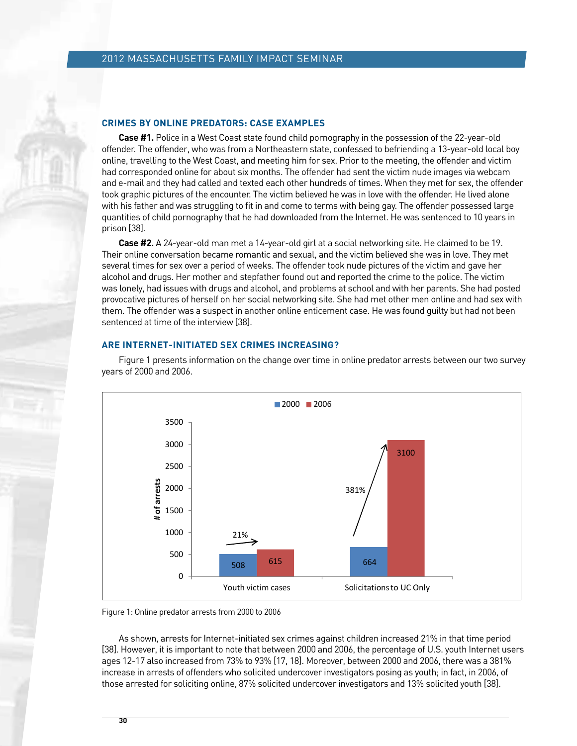### CRIMES BY ONLINE PREDATORS: CASE EXAMPLES

**Case #1.** Police in a West Coast state found child pornography in the possession of the 22-year-old offender. The offender, who was from a Northeastern state, confessed to befriending a 13-year-old local boy online, travelling to the West Coast, and meeting him for sex. Prior to the meeting, the offender and victim had corresponded online for about six months. The offender had sent the victim nude images via webcam and e-mail and they had called and texted each other hundreds of times. When they met for sex, the offender took graphic pictures of the encounter. The victim believed he was in love with the offender. He lived alone with his father and was struggling to fit in and come to terms with being gay. The offender possessed large quantities of child pornography that he had downloaded from the Internet. He was sentenced to 10 years in prison [38].

**Case #2.** A 24-year-old man met a 14-year-old girl at a social networking site. He claimed to be 19. Their online conversation became romantic and sexual, and the victim believed she was in love. They met several times for sex over a period of weeks. The offender took nude pictures of the victim and gave her alcohol and drugs. Her mother and stepfather found out and reported the crime to the police. The victim was lonely, had issues with drugs and alcohol, and problems at school and with her parents. She had posted provocative pictures of herself on her social networking site. She had met other men online and had sex with them. The offender was a suspect in another online enticement case. He was found guilty but had not been sentenced at time of the interview [38].

### ARE INTERNET-INITIATED SEX CRIMES INCREASING?

Figure 1 presents information on the change over time in online predator arrests between our two survey years of 2000 and 2006.

Figure 1: Online predator arrests from 2000 to 2006

As shown, arrests for Internet-initiated sex crimes against children increased 21% in that time period [38]. However, it is important to note that between 2000 and 2006, the percentage of U.S. youth Internet users ages 12-17 also increased from 73% to 93% [17, 18]. Moreover, between 2000 and 2006, there was a 381% increase in arrests of offenders who solicited undercover investigators posing as youth; in fact, in 2006, of those arrested for soliciting online, 87% solicited undercover investigators and 13% solicited youth [38].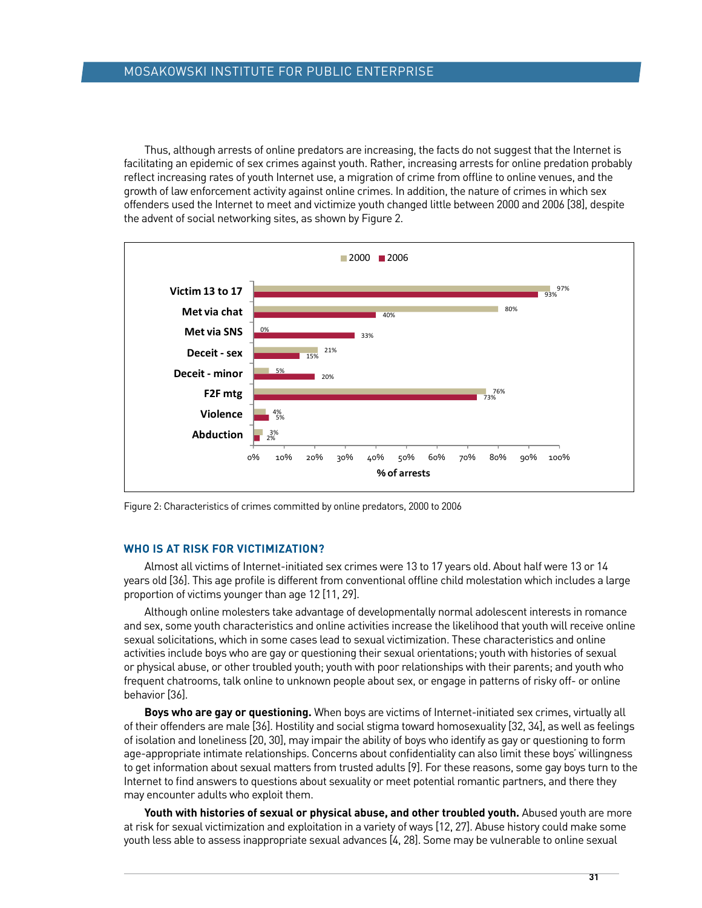Thus, although arrests of online predators are increasing, the facts do not suggest that the Internet is facilitating an epidemic of sex crimes against youth. Rather, increasing arrests for online predation probably reflect increasing rates of youth Internet use, a migration of crime from offline to online venues, and the growth of law enforcement activity against online crimes. In addition, the nature of crimes in which sex offenders used the Internet to meet and victimize youth changed little between 2000 and 2006 [38], despite the advent of social networking sites, as shown by Figure 2.

| % of arrests | 2000 | 2006 |
|---|---|---|
| Victim 13 to 17 | 97% | 93% |
| Met via chat | 80% | 40% |
| Met via SNS | 0% | 33% |
| Deceit - sex | 21% | 15% |
| Deceit - minor | 5% | 20% |
| F2F mtg | 76% | 73% |
| Violence | 4% | 5% |
| Abduction | 3% | 2% |

Figure 2: Characteristics of crimes committed by online predators, 2000 to 2006

### WHO IS AT RISK FOR VICTIMIZATION?

Almost all victims of Internet-initiated sex crimes were 13 to 17 years old. About half were 13 or 14 years old [36]. This age profile is different from conventional offline child molestation which includes a large proportion of victims younger than age 12 [11, 29].

Although online molesters take advantage of developmentally normal adolescent interests in romance and sex, some youth characteristics and online activities increase the likelihood that youth will receive online sexual solicitations, which in some cases lead to sexual victimization. These characteristics and online activities include boys who are gay or questioning their sexual orientations; youth with histories of sexual or physical abuse, or other troubled youth; youth with poor relationships with their parents; and youth who frequent chatrooms, talk online to unknown people about sex, or engage in patterns of risky off- or online behavior [36].

**Boys who are gay or questioning.** When boys are victims of Internet-initiated sex crimes, virtually all of their offenders are male [36]. Hostility and social stigma toward homosexuality [32, 34], as well as feelings of isolation and loneliness [20, 30], may impair the ability of boys who identify as gay or questioning to form age-appropriate intimate relationships. Concerns about confidentiality can also limit these boys' willingness to get information about sexual matters from trusted adults [9]. For these reasons, some gay boys turn to the Internet to find answers to questions about sexuality or meet potential romantic partners, and there they may encounter adults who exploit them.

**Youth with histories of sexual or physical abuse, and other troubled youth.** Abused youth are more at risk for sexual victimization and exploitation in a variety of ways [12, 27]. Abuse history could make some youth less able to assess inappropriate sexual advances [4, 28]. Some may be vulnerable to online sexual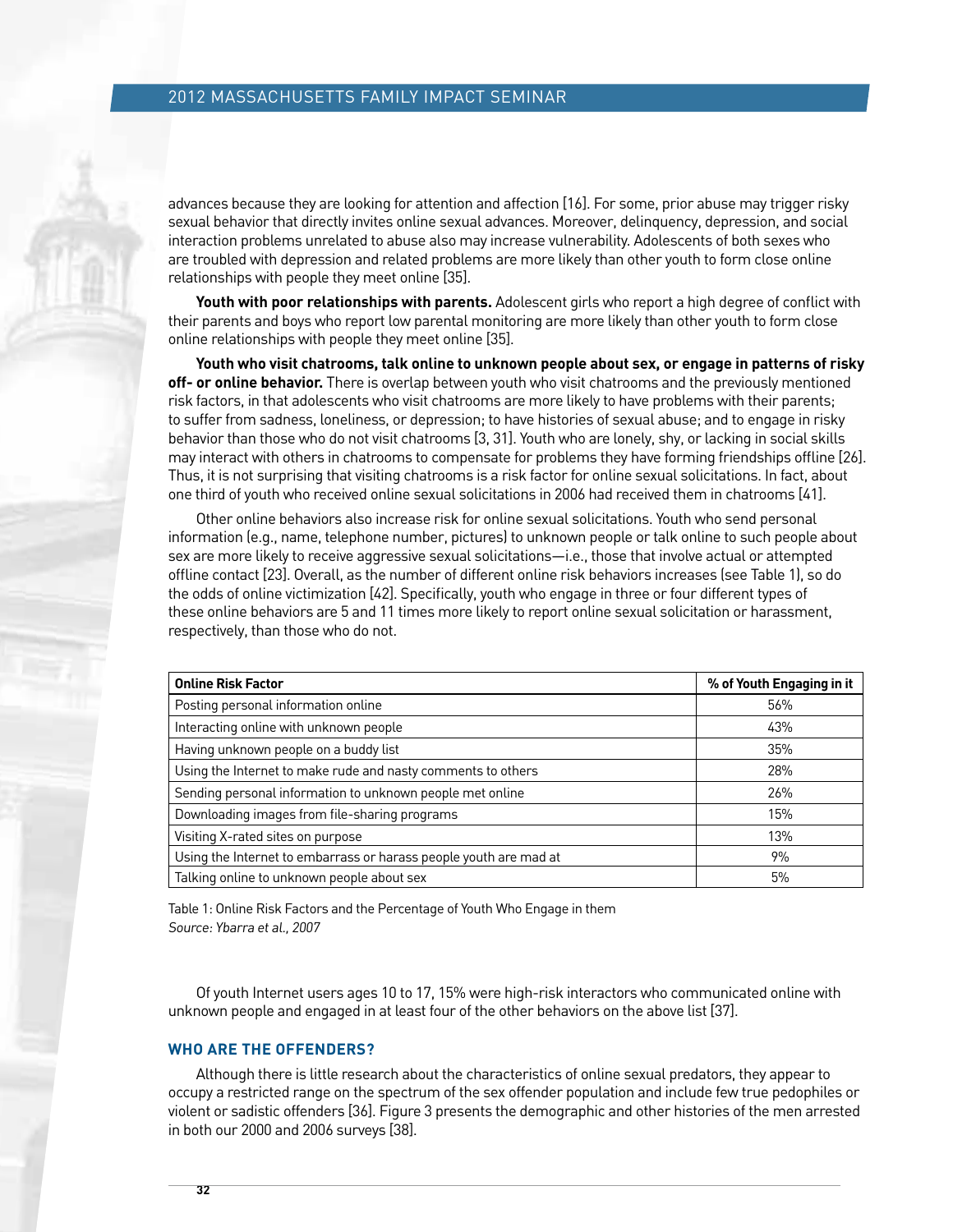advances because they are looking for attention and affection [16]. For some, prior abuse may trigger risky sexual behavior that directly invites online sexual advances. Moreover, delinquency, depression, and social interaction problems unrelated to abuse also may increase vulnerability. Adolescents of both sexes who are troubled with depression and related problems are more likely than other youth to form close online relationships with people they meet online [35].

**Youth with poor relationships with parents.** Adolescent girls who report a high degree of conflict with their parents and boys who report low parental monitoring are more likely than other youth to form close online relationships with people they meet online [35].

**Youth who visit chatrooms, talk online to unknown people about sex, or engage in patterns of risky off- or online behavior.** There is overlap between youth who visit chatrooms and the previously mentioned risk factors, in that adolescents who visit chatrooms are more likely to have problems with their parents; to suffer from sadness, loneliness, or depression; to have histories of sexual abuse; and to engage in risky behavior than those who do not visit chatrooms [3, 31]. Youth who are lonely, shy, or lacking in social skills may interact with others in chatrooms to compensate for problems they have forming friendships offline [26]. Thus, it is not surprising that visiting chatrooms is a risk factor for online sexual solicitations. In fact, about one third of youth who received online sexual solicitations in 2006 had received them in chatrooms [41].

Other online behaviors also increase risk for online sexual solicitations. Youth who send personal information (e.g., name, telephone number, pictures) to unknown people or talk online to such people about sex are more likely to receive aggressive sexual solicitations—i.e., those that involve actual or attempted offline contact [23]. Overall, as the number of different online risk behaviors increases (see Table 1), so do the odds of online victimization [42]. Specifically, youth who engage in three or four different types of these online behaviors are 5 and 11 times more likely to report online sexual solicitation or harassment, respectively, than those who do not.

| Online Risk Factor | % of Youth Engaging in it |
|---|---|
| Posting personal information online | 56% |
| Interacting online with unknown people | 43% |
| Having unknown people on a buddy list | 35% |
| Using the Internet to make rude and nasty comments to others | 28% |
| Sending personal information to unknown people met online | 26% |
| Downloading images from file-sharing programs | 15% |
| Visiting X-rated sites on purpose | 13% |
| Using the Internet to embarrass or harass people youth are mad at | 9% |
| Talking online to unknown people about sex | 5% |

Table 1: Online Risk Factors and the Percentage of Youth Who Engage in them
*Source: Ybarra et al., 2007*

Of youth Internet users ages 10 to 17, 15% were high-risk interactors who communicated online with unknown people and engaged in at least four of the other behaviors on the above list [37].

### WHO ARE THE OFFENDERS?

Although there is little research about the characteristics of online sexual predators, they appear to occupy a restricted range on the spectrum of the sex offender population and include few true pedophiles or violent or sadistic offenders [36]. Figure 3 presents the demographic and other histories of the men arrested in both our 2000 and 2006 surveys [38].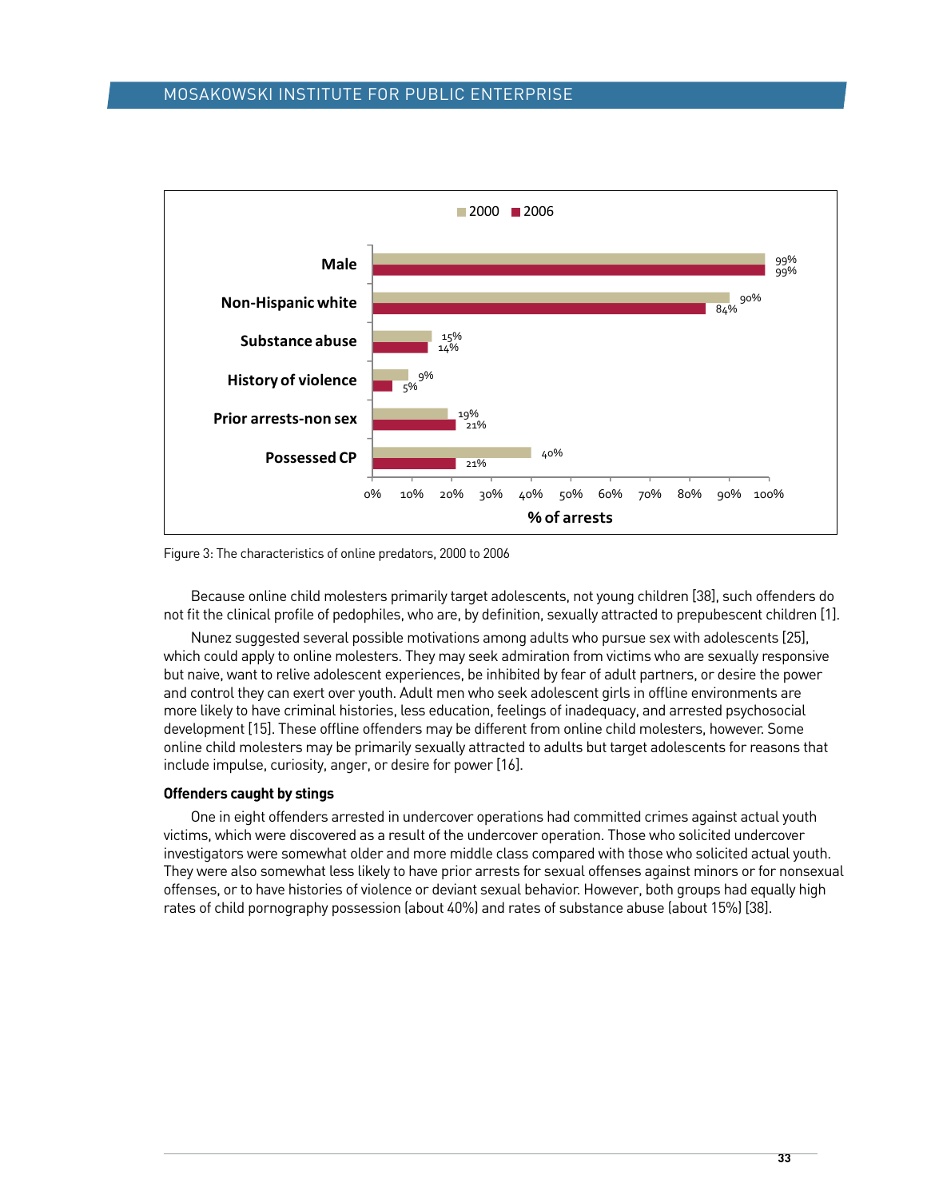| | 2000 | 2006 |
|---|---|---|
| Male | 99% | 99% |
| Non-Hispanic white | 90% | 84% |
| Substance abuse | 15% | 14% |
| History of violence | 9% | 5% |
| Prior arrests-non sex | 19% | 21% |
| Possessed CP | 40% | 21% |

% of arrests

Figure 3: The characteristics of online predators, 2000 to 2006

Because online child molesters primarily target adolescents, not young children [38], such offenders do not fit the clinical profile of pedophiles, who are, by definition, sexually attracted to prepubescent children [1].

Nunez suggested several possible motivations among adults who pursue sex with adolescents [25], which could apply to online molesters. They may seek admiration from victims who are sexually responsive but naive, want to relive adolescent experiences, be inhibited by fear of adult partners, or desire the power and control they can exert over youth. Adult men who seek adolescent girls in offline environments are more likely to have criminal histories, less education, feelings of inadequacy, and arrested psychosocial development [15]. These offline offenders may be different from online child molesters, however. Some online child molesters may be primarily sexually attracted to adults but target adolescents for reasons that include impulse, curiosity, anger, or desire for power [16].

### Offenders caught by stings

One in eight offenders arrested in undercover operations had committed crimes against actual youth victims, which were discovered as a result of the undercover operation. Those who solicited undercover investigators were somewhat older and more middle class compared with those who solicited actual youth. They were also somewhat less likely to have prior arrests for sexual offenses against minors or for nonsexual offenses, or to have histories of violence or deviant sexual behavior. However, both groups had equally high rates of child pornography possession (about 40%) and rates of substance abuse (about 15%) [38].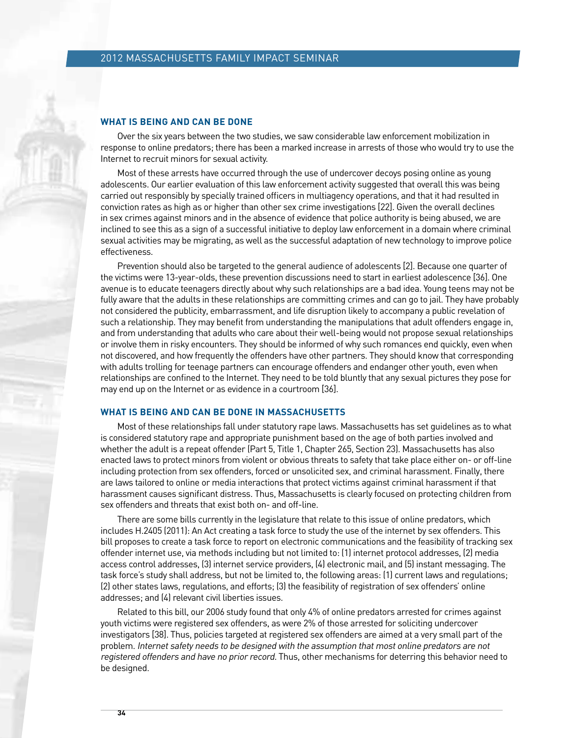### WHAT IS BEING AND CAN BE DONE

Over the six years between the two studies, we saw considerable law enforcement mobilization in response to online predators; there has been a marked increase in arrests of those who would try to use the Internet to recruit minors for sexual activity.

Most of these arrests have occurred through the use of undercover decoys posing online as young adolescents. Our earlier evaluation of this law enforcement activity suggested that overall this was being carried out responsibly by specially trained officers in multiagency operations, and that it had resulted in conviction rates as high as or higher than other sex crime investigations [22]. Given the overall declines in sex crimes against minors and in the absence of evidence that police authority is being abused, we are inclined to see this as a sign of a successful initiative to deploy law enforcement in a domain where criminal sexual activities may be migrating, as well as the successful adaptation of new technology to improve police effectiveness.

Prevention should also be targeted to the general audience of adolescents [2]. Because one quarter of the victims were 13-year-olds, these prevention discussions need to start in earliest adolescence [36]. One avenue is to educate teenagers directly about why such relationships are a bad idea. Young teens may not be fully aware that the adults in these relationships are committing crimes and can go to jail. They have probably not considered the publicity, embarrassment, and life disruption likely to accompany a public revelation of such a relationship. They may benefit from understanding the manipulations that adult offenders engage in, and from understanding that adults who care about their well-being would not propose sexual relationships or involve them in risky encounters. They should be informed of why such romances end quickly, even when not discovered, and how frequently the offenders have other partners. They should know that corresponding with adults trolling for teenage partners can encourage offenders and endanger other youth, even when relationships are confined to the Internet. They need to be told bluntly that any sexual pictures they pose for may end up on the Internet or as evidence in a courtroom [36].

### WHAT IS BEING AND CAN BE DONE IN MASSACHUSETTS

Most of these relationships fall under statutory rape laws. Massachusetts has set guidelines as to what is considered statutory rape and appropriate punishment based on the age of both parties involved and whether the adult is a repeat offender (Part 5, Title 1, Chapter 265, Section 23). Massachusetts has also enacted laws to protect minors from violent or obvious threats to safety that take place either on- or off-line including protection from sex offenders, forced or unsolicited sex, and criminal harassment. Finally, there are laws tailored to online or media interactions that protect victims against criminal harassment if that harassment causes significant distress. Thus, Massachusetts is clearly focused on protecting children from sex offenders and threats that exist both on- and off-line.

There are some bills currently in the legislature that relate to this issue of online predators, which includes H.2405 (2011): An Act creating a task force to study the use of the internet by sex offenders. This bill proposes to create a task force to report on electronic communications and the feasibility of tracking sex offender internet use, via methods including but not limited to: (1) internet protocol addresses, (2) media access control addresses, (3) internet service providers, (4) electronic mail, and (5) instant messaging. The task force's study shall address, but not be limited to, the following areas: (1) current laws and regulations; (2) other states laws, regulations, and efforts; (3) the feasibility of registration of sex offenders' online addresses; and (4) relevant civil liberties issues.

Related to this bill, our 2006 study found that only 4% of online predators arrested for crimes against youth victims were registered sex offenders, as were 2% of those arrested for soliciting undercover investigators [38]. Thus, policies targeted at registered sex offenders are aimed at a very small part of the problem. *Internet safety needs to be designed with the assumption that most online predators are not registered offenders and have no prior record.* Thus, other mechanisms for deterring this behavior need to be designed.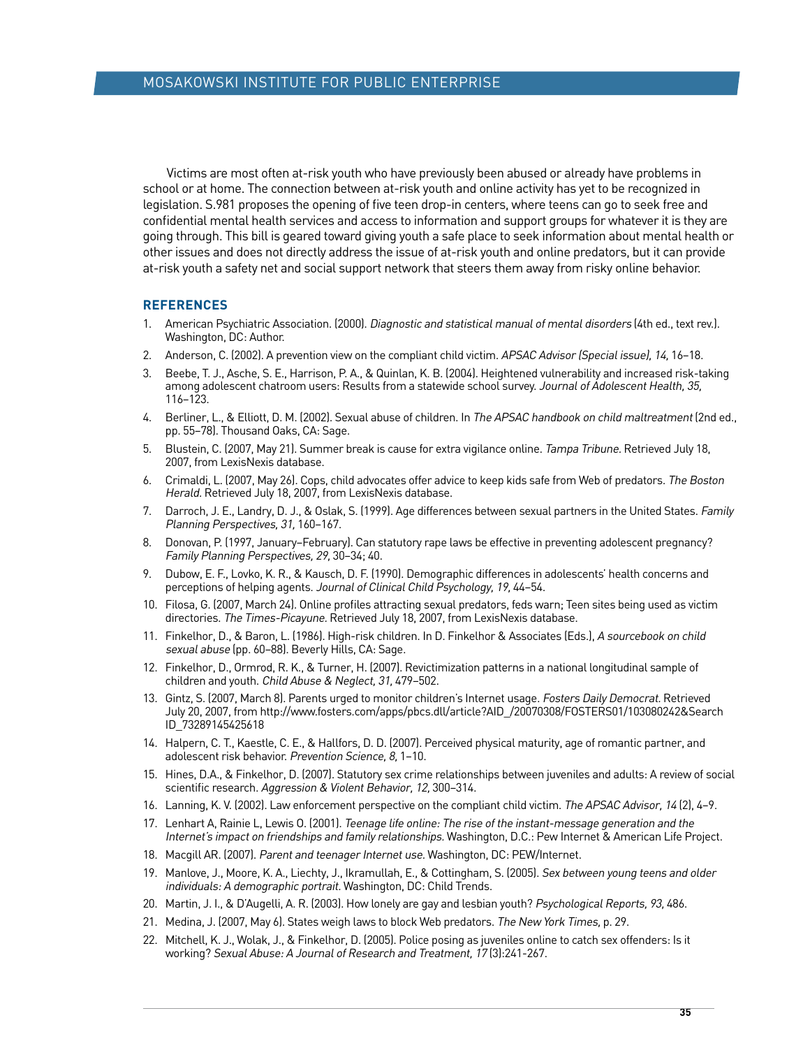Victims are most often at-risk youth who have previously been abused or already have problems in school or at home. The connection between at-risk youth and online activity has yet to be recognized in legislation. S.981 proposes the opening of five teen drop-in centers, where teens can go to seek free and confidential mental health services and access to information and support groups for whatever it is they are going through. This bill is geared toward giving youth a safe place to seek information about mental health or other issues and does not directly address the issue of at-risk youth and online predators, but it can provide at-risk youth a safety net and social support network that steers them away from risky online behavior.

## REFERENCES

1. American Psychiatric Association. (2000). *Diagnostic and statistical manual of mental disorders* (4th ed., text rev.). Washington, DC: Author.
2. Anderson, C. (2002). A prevention view on the compliant child victim. *APSAC Advisor (Special issue), 14,* 16–18.
3. Beebe, T. J., Asche, S. E., Harrison, P. A., & Quinlan, K. B. (2004). Heightened vulnerability and increased risk-taking among adolescent chatroom users: Results from a statewide school survey. *Journal of Adolescent Health, 35,* 116–123.
4. Berliner, L., & Elliott, D. M. (2002). Sexual abuse of children. In *The APSAC handbook on child maltreatment* (2nd ed., pp. 55–78). Thousand Oaks, CA: Sage.
5. Blustein, C. (2007, May 21). Summer break is cause for extra vigilance online. *Tampa Tribune.* Retrieved July 18, 2007, from LexisNexis database.
6. Crimaldi, L. (2007, May 26). Cops, child advocates offer advice to keep kids safe from Web of predators. *The Boston Herald.* Retrieved July 18, 2007, from LexisNexis database.
7. Darroch, J. E., Landry, D. J., & Oslak, S. (1999). Age differences between sexual partners in the United States. *Family Planning Perspectives, 31,* 160–167.
8. Donovan, P. (1997, January–February). Can statutory rape laws be effective in preventing adolescent pregnancy? *Family Planning Perspectives, 29,* 30–34; 40.
9. Dubow, E. F., Lovko, K. R., & Kausch, D. F. (1990). Demographic differences in adolescents' health concerns and perceptions of helping agents. *Journal of Clinical Child Psychology, 19,* 44–54.
10. Filosa, G. (2007, March 24). Online profiles attracting sexual predators, feds warn; Teen sites being used as victim directories. *The Times-Picayune.* Retrieved July 18, 2007, from LexisNexis database.
11. Finkelhor, D., & Baron, L. (1986). High-risk children. In D. Finkelhor & Associates (Eds.), *A sourcebook on child sexual abuse* (pp. 60–88). Beverly Hills, CA: Sage.
12. Finkelhor, D., Ormrod, R. K., & Turner, H. (2007). Revictimization patterns in a national longitudinal sample of children and youth. *Child Abuse & Neglect, 31,* 479–502.
13. Gintz, S. (2007, March 8). Parents urged to monitor children's Internet usage. *Fosters Daily Democrat.* Retrieved July 20, 2007, from http://www.fosters.com/apps/pbcs.dll/article?AID_/20070308/FOSTERS01/103080242&SearchID_73289145425618
14. Halpern, C. T., Kaestle, C. E., & Hallfors, D. D. (2007). Perceived physical maturity, age of romantic partner, and adolescent risk behavior. *Prevention Science, 8,* 1–10.
15. Hines, D.A., & Finkelhor, D. (2007). Statutory sex crime relationships between juveniles and adults: A review of social scientific research. *Aggression & Violent Behavior, 12,* 300–314.
16. Lanning, K. V. (2002). Law enforcement perspective on the compliant child victim. *The APSAC Advisor, 14* (2), 4–9.
17. Lenhart A, Rainie L, Lewis O. (2001). *Teenage life online: The rise of the instant-message generation and the Internet's impact on friendships and family relationships.* Washington, D.C.: Pew Internet & American Life Project.
18. Macgill AR. (2007). *Parent and teenager Internet use.* Washington, DC: PEW/Internet.
19. Manlove, J., Moore, K. A., Liechty, J., Ikramullah, E., & Cottingham, S. (2005). *Sex between young teens and older individuals: A demographic portrait.* Washington, DC: Child Trends.
20. Martin, J. I., & D'Augelli, A. R. (2003). How lonely are gay and lesbian youth? *Psychological Reports, 93,* 486.
21. Medina, J. (2007, May 6). States weigh laws to block Web predators. *The New York Times,* p. 29.
22. Mitchell, K. J., Wolak, J., & Finkelhor, D. (2005). Police posing as juveniles online to catch sex offenders: Is it working? *Sexual Abuse: A Journal of Research and Treatment, 17* (3):241-267.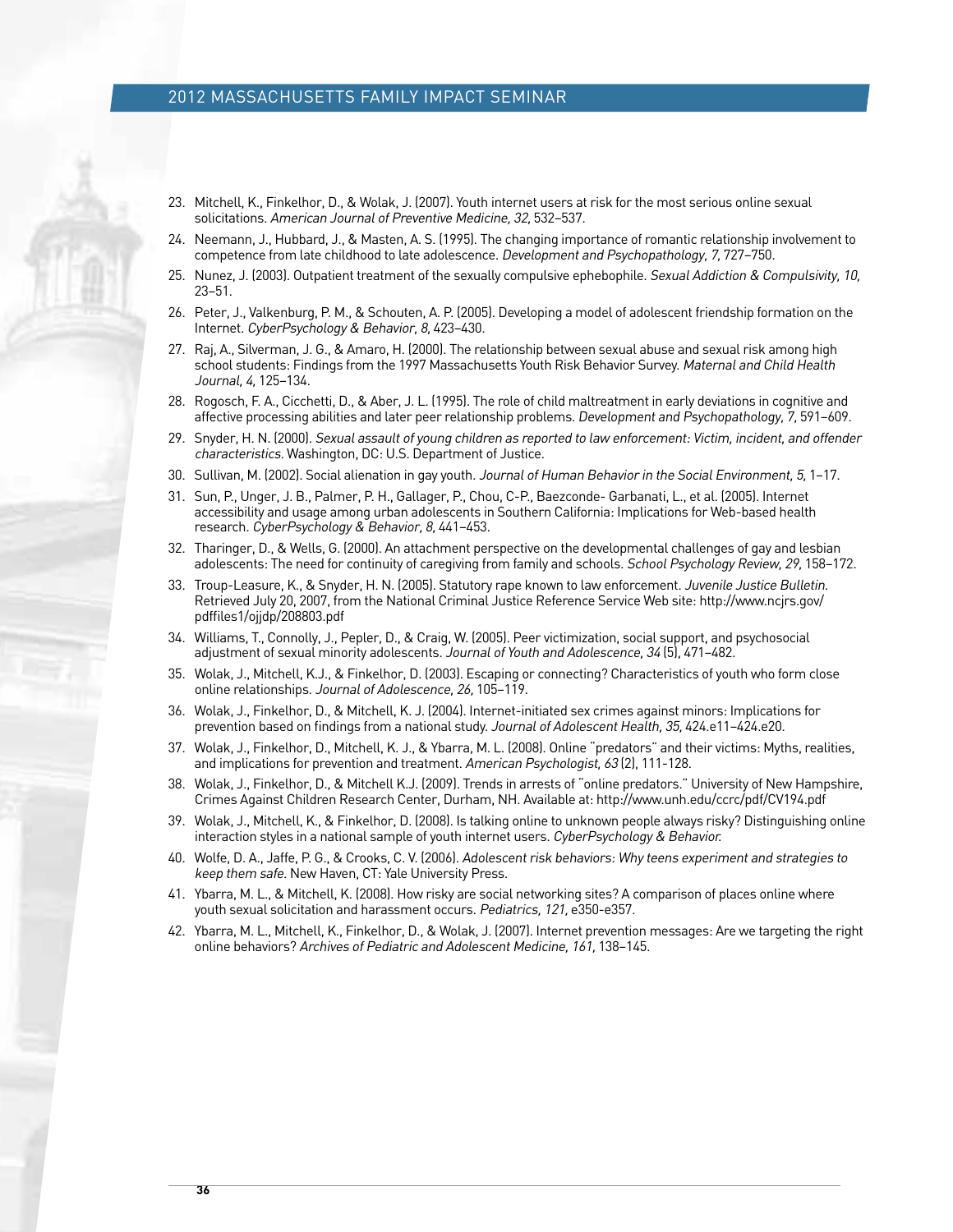23. Mitchell, K., Finkelhor, D., & Wolak, J. (2007). Youth internet users at risk for the most serious online sexual solicitations. *American Journal of Preventive Medicine, 32,* 532–537.
24. Neemann, J., Hubbard, J., & Masten, A. S. (1995). The changing importance of romantic relationship involvement to competence from late childhood to late adolescence. *Development and Psychopathology, 7,* 727–750.
25. Nunez, J. (2003). Outpatient treatment of the sexually compulsive ephebophile. *Sexual Addiction & Compulsivity, 10,* 23–51.
26. Peter, J., Valkenburg, P. M., & Schouten, A. P. (2005). Developing a model of adolescent friendship formation on the Internet. *CyberPsychology & Behavior, 8,* 423–430.
27. Raj, A., Silverman, J. G., & Amaro, H. (2000). The relationship between sexual abuse and sexual risk among high school students: Findings from the 1997 Massachusetts Youth Risk Behavior Survey. *Maternal and Child Health Journal, 4,* 125–134.
28. Rogosch, F. A., Cicchetti, D., & Aber, J. L. (1995). The role of child maltreatment in early deviations in cognitive and affective processing abilities and later peer relationship problems. *Development and Psychopathology, 7,* 591–609.
29. Snyder, H. N. (2000). *Sexual assault of young children as reported to law enforcement: Victim, incident, and offender characteristics.* Washington, DC: U.S. Department of Justice.
30. Sullivan, M. (2002). Social alienation in gay youth. *Journal of Human Behavior in the Social Environment, 5,* 1–17.
31. Sun, P., Unger, J. B., Palmer, P. H., Gallager, P., Chou, C-P., Baezconde- Garbanati, L., et al. (2005). Internet accessibility and usage among urban adolescents in Southern California: Implications for Web-based health research. *CyberPsychology & Behavior, 8,* 441–453.
32. Tharinger, D., & Wells, G. (2000). An attachment perspective on the developmental challenges of gay and lesbian adolescents: The need for continuity of caregiving from family and schools. *School Psychology Review, 29,* 158–172.
33. Troup-Leasure, K., & Snyder, H. N. (2005). Statutory rape known to law enforcement. *Juvenile Justice Bulletin.* Retrieved July 20, 2007, from the National Criminal Justice Reference Service Web site: http://www.ncjrs.gov/pdffiles1/ojjdp/208803.pdf
34. Williams, T., Connolly, J., Pepler, D., & Craig, W. (2005). Peer victimization, social support, and psychosocial adjustment of sexual minority adolescents. *Journal of Youth and Adolescence, 34* (5), 471–482.
35. Wolak, J., Mitchell, K.J., & Finkelhor, D. (2003). Escaping or connecting? Characteristics of youth who form close online relationships. *Journal of Adolescence, 26,* 105–119.
36. Wolak, J., Finkelhor, D., & Mitchell, K. J. (2004). Internet-initiated sex crimes against minors: Implications for prevention based on findings from a national study. *Journal of Adolescent Health, 35,* 424.e11–424.e20.
37. Wolak, J., Finkelhor, D., Mitchell, K. J., & Ybarra, M. L. (2008). Online "predators" and their victims: Myths, realities, and implications for prevention and treatment. *American Psychologist, 63* (2), 111-128.
38. Wolak, J., Finkelhor, D., & Mitchell K.J. (2009). Trends in arrests of "online predators." University of New Hampshire, Crimes Against Children Research Center, Durham, NH. Available at: http://www.unh.edu/ccrc/pdf/CV194.pdf
39. Wolak, J., Mitchell, K., & Finkelhor, D. (2008). Is talking online to unknown people always risky? Distinguishing online interaction styles in a national sample of youth internet users. *CyberPsychology & Behavior.*
40. Wolfe, D. A., Jaffe, P. G., & Crooks, C. V. (2006). *Adolescent risk behaviors: Why teens experiment and strategies to keep them safe.* New Haven, CT: Yale University Press.
41. Ybarra, M. L., & Mitchell, K. (2008). How risky are social networking sites? A comparison of places online where youth sexual solicitation and harassment occurs. *Pediatrics, 121,* e350-e357.
42. Ybarra, M. L., Mitchell, K., Finkelhor, D., & Wolak, J. (2007). Internet prevention messages: Are we targeting the right online behaviors? *Archives of Pediatric and Adolescent Medicine, 161,* 138–145.